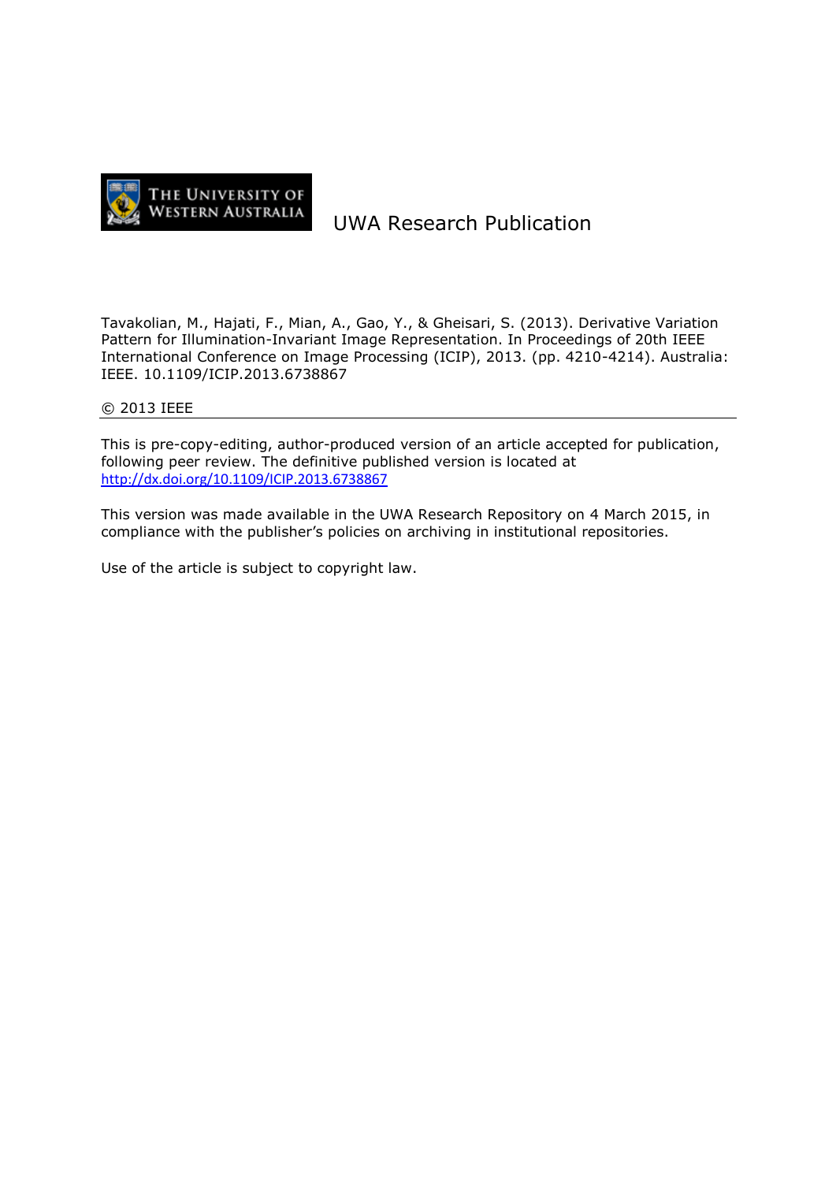THE UNIVERSITY OF WESTERN AUSTRALIA

UWA Research Publication

Tavakolian, M., Hajati, F., Mian, A., Gao, Y., & Gheisari, S. (2013). Derivative Variation Pattern for Illumination-Invariant Image Representation. In Proceedings of 20th IEEE International Conference on Image Processing (ICIP), 2013. (pp. 4210-4214). Australia: IEEE. 10.1109/ICIP.2013.6738867

© 2013 IEEE

---

This is pre-copy-editing, author-produced version of an article accepted for publication, following peer review. The definitive published version is located at http://dx.doi.org/10.1109/ICIP.2013.6738867

This version was made available in the UWA Research Repository on 4 March 2015, in compliance with the publisher's policies on archiving in institutional repositories.

Use of the article is subject to copyright law.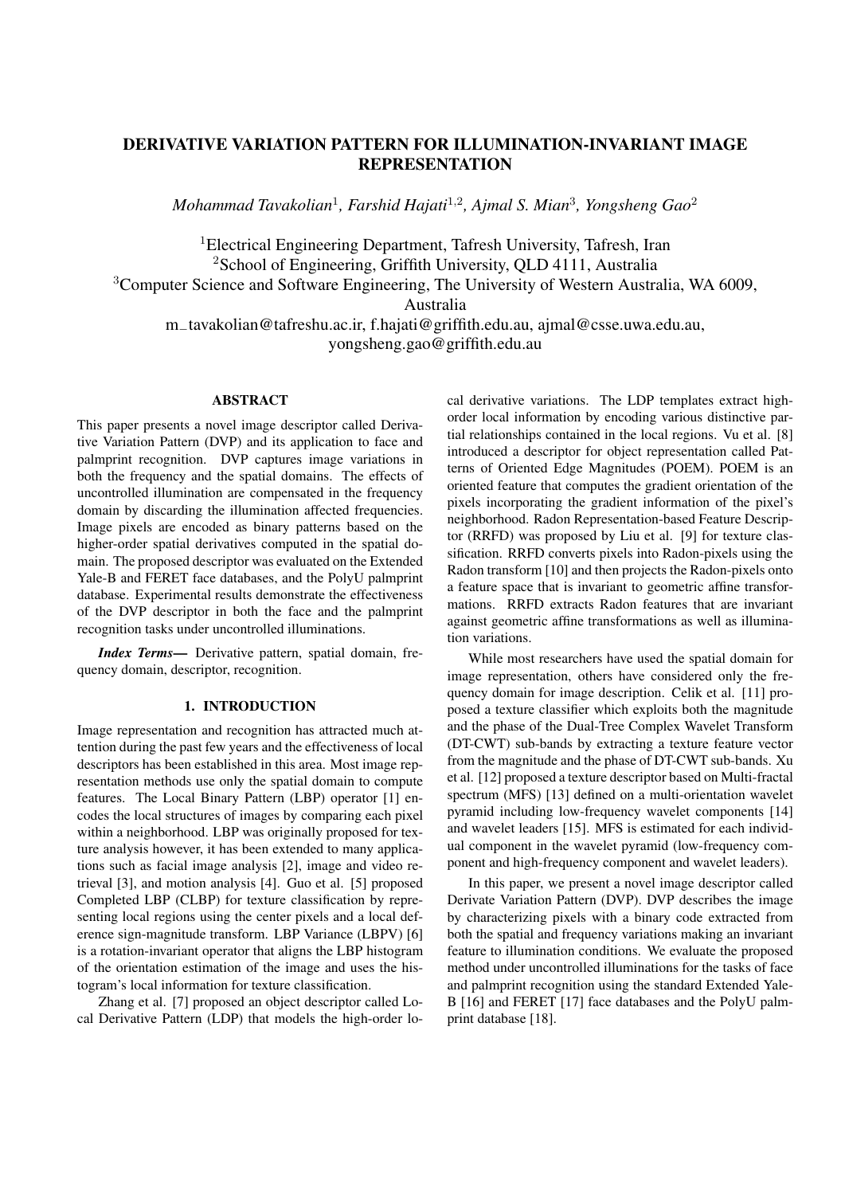# DERIVATIVE VARIATION PATTERN FOR ILLUMINATION-INVARIANT IMAGE REPRESENTATION

*Mohammad Tavakolian*[1], *Farshid Hajati*[1,2], *Ajmal S. Mian*[3], *Yongsheng Gao*[2]

[1]Electrical Engineering Department, Tafresh University, Tafresh, Iran
[2]School of Engineering, Griffith University, QLD 4111, Australia
[3]Computer Science and Software Engineering, The University of Western Australia, WA 6009, Australia
m_tavakolian@tafreshu.ac.ir, f.hajati@griffith.edu.au, ajmal@csse.uwa.edu.au, yongsheng.gao@griffith.edu.au

## ABSTRACT

This paper presents a novel image descriptor called Derivative Variation Pattern (DVP) and its application to face and palmprint recognition. DVP captures image variations in both the frequency and the spatial domains. The effects of uncontrolled illumination are compensated in the frequency domain by discarding the illumination affected frequencies. Image pixels are encoded as binary patterns based on the higher-order spatial derivatives computed in the spatial domain. The proposed descriptor was evaluated on the Extended Yale-B and FERET face databases, and the PolyU palmprint database. Experimental results demonstrate the effectiveness of the DVP descriptor in both the face and the palmprint recognition tasks under uncontrolled illuminations.

***Index Terms*—** Derivative pattern, spatial domain, frequency domain, descriptor, recognition.

## 1. INTRODUCTION

Image representation and recognition has attracted much attention during the past few years and the effectiveness of local descriptors has been established in this area. Most image representation methods use only the spatial domain to compute features. The Local Binary Pattern (LBP) operator [1] encodes the local structures of images by comparing each pixel within a neighborhood. LBP was originally proposed for texture analysis however, it has been extended to many applications such as facial image analysis [2], image and video retrieval [3], and motion analysis [4]. Guo et al. [5] proposed Completed LBP (CLBP) for texture classification by representing local regions using the center pixels and a local deference sign-magnitude transform. LBP Variance (LBPV) [6] is a rotation-invariant operator that aligns the LBP histogram of the orientation estimation of the image and uses the histogram's local information for texture classification.

Zhang et al. [7] proposed an object descriptor called Local Derivative Pattern (LDP) that models the high-order local derivative variations. The LDP templates extract high-order local information by encoding various distinctive partial relationships contained in the local regions. Vu et al. [8] introduced a descriptor for object representation called Patterns of Oriented Edge Magnitudes (POEM). POEM is an oriented feature that computes the gradient orientation of the pixels incorporating the gradient information of the pixel's neighborhood. Radon Representation-based Feature Descriptor (RRFD) was proposed by Liu et al. [9] for texture classification. RRFD converts pixels into Radon-pixels using the Radon transform [10] and then projects the Radon-pixels onto a feature space that is invariant to geometric affine transformations. RRFD extracts Radon features that are invariant against geometric affine transformations as well as illumination variations.

While most researchers have used the spatial domain for image representation, others have considered only the frequency domain for image description. Celik et al. [11] proposed a texture classifier which exploits both the magnitude and the phase of the Dual-Tree Complex Wavelet Transform (DT-CWT) sub-bands by extracting a texture feature vector from the magnitude and the phase of DT-CWT sub-bands. Xu et al. [12] proposed a texture descriptor based on Multi-fractal spectrum (MFS) [13] defined on a multi-orientation wavelet pyramid including low-frequency wavelet components [14] and wavelet leaders [15]. MFS is estimated for each individual component in the wavelet pyramid (low-frequency component and high-frequency component and wavelet leaders).

In this paper, we present a novel image descriptor called Derivative Variation Pattern (DVP). DVP describes the image by characterizing pixels with a binary code extracted from both the spatial and frequency variations making an invariant feature to illumination conditions. We evaluate the proposed method under uncontrolled illuminations for the tasks of face and palmprint recognition using the standard Extended Yale-B [16] and FERET [17] face databases and the PolyU palmprint database [18].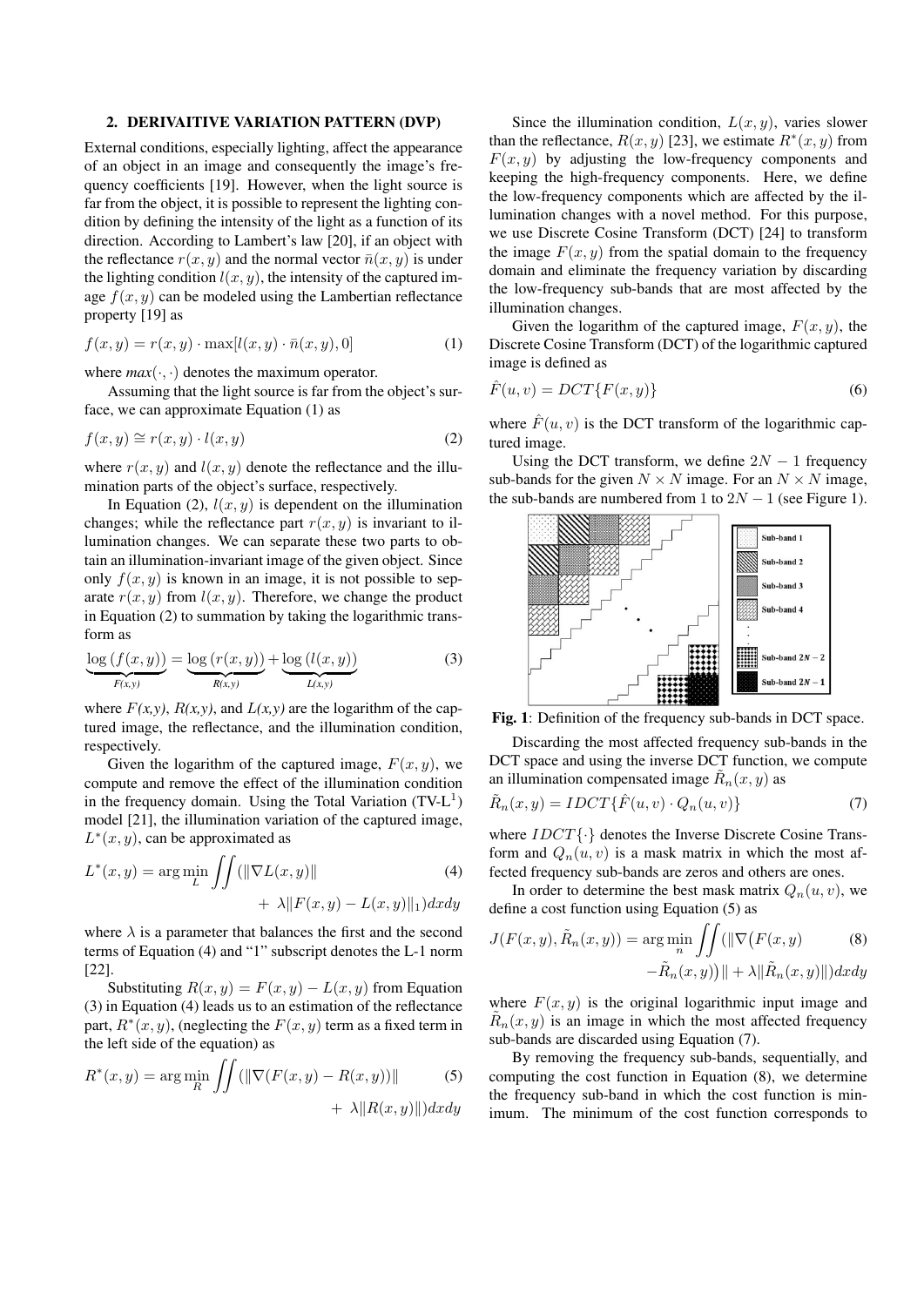## 2. DERIVAITIVE VARIATION PATTERN (DVP)

External conditions, especially lighting, affect the appearance of an object in an image and consequently the image's frequency coefficients [19]. However, when the light source is far from the object, it is possible to represent the lighting condition by defining the intensity of the light as a function of its direction. According to Lambert's law [20], if an object with the reflectance $r(x, y)$ and the normal vector $\bar{n}(x, y)$ is under the lighting condition $l(x, y)$, the intensity of the captured image $f(x, y)$ can be modeled using the Lambertian reflectance property [19] as

$$f(x, y) = r(x, y) \cdot \max[l(x, y) \cdot \bar{n}(x, y), 0] \tag{1}$$

where $max(\cdot, \cdot)$ denotes the maximum operator.

Assuming that the light source is far from the object's surface, we can approximate Equation (1) as

$$f(x, y) \cong r(x, y) \cdot l(x, y) \tag{2}$$

where $r(x, y)$ and $l(x, y)$ denote the reflectance and the illumination parts of the object's surface, respectively.

In Equation (2), $l(x, y)$ is dependent on the illumination changes; while the reflectance part $r(x, y)$ is invariant to illumination changes. We can separate these two parts to obtain an illumination-invariant image of the given object. Since only $f(x, y)$ is known in an image, it is not possible to separate $r(x, y)$ from $l(x, y)$. Therefore, we change the product in Equation (2) to summation by taking the logarithmic transform as

$$\underbrace{\log\left(f(x, y)\right)}_{F(x,y)} = \underbrace{\log\left(r(x, y)\right)}_{R(x,y)} + \underbrace{\log\left(l(x, y)\right)}_{L(x,y)} \tag{3}$$

where *F(x,y)*, *R(x,y)*, and *L(x,y)* are the logarithm of the captured image, the reflectance, and the illumination condition, respectively.

Given the logarithm of the captured image, $F(x, y)$, we compute and remove the effect of the illumination condition in the frequency domain. Using the Total Variation (TV-$L^1$) model [21], the illumination variation of the captured image, $L^*(x, y)$, can be approximated as

$$L^*(x, y) = \arg\min_{L} \iint (\|\nabla L(x, y)\| + \lambda \|F(x, y) - L(x, y)\|_1) dxdy \tag{4}$$

where $\lambda$ is a parameter that balances the first and the second terms of Equation (4) and "1" subscript denotes the L-1 norm [22].

Substituting $R(x, y) = F(x, y) - L(x, y)$ from Equation (3) in Equation (4) leads us to an estimation of the reflectance part, $R^*(x, y)$, (neglecting the $F(x, y)$ term as a fixed term in the left side of the equation) as

$$R^*(x, y) = \arg\min_{R} \iint (\|\nabla(F(x, y) - R(x, y))\| + \lambda \|R(x, y)\|) dxdy \tag{5}$$

Since the illumination condition, $L(x, y)$, varies slower than the reflectance, $R(x, y)$ [23], we estimate $R^*(x, y)$ from $F(x, y)$ by adjusting the low-frequency components and keeping the high-frequency components. Here, we define the low-frequency components which are affected by the illumination changes with a novel method. For this purpose, we use Discrete Cosine Transform (DCT) [24] to transform the image $F(x, y)$ from the spatial domain to the frequency domain and eliminate the frequency variation by discarding the low-frequency sub-bands that are most affected by the illumination changes.

Given the logarithm of the captured image, $F(x, y)$, the Discrete Cosine Transform (DCT) of the logarithmic captured image is defined as

$$\hat{F}(u, v) = DCT\{F(x, y)\} \tag{6}$$

where $\hat{F}(u, v)$ is the DCT transform of the logarithmic captured image.

Using the DCT transform, we define $2N - 1$ frequency sub-bands for the given $N \times N$ image. For an $N \times N$ image, the sub-bands are numbered from 1 to $2N - 1$ (see Figure 1).

**Fig. 1**: Definition of the frequency sub-bands in DCT space.

Discarding the most affected frequency sub-bands in the DCT space and using the inverse DCT function, we compute an illumination compensated image $\tilde{R}_n(x, y)$ as

$$\tilde{R}_n(x, y) = IDCT\{\hat{F}(u, v) \cdot Q_n(u, v)\} \tag{7}$$

where $IDCT\{\cdot\}$ denotes the Inverse Discrete Cosine Transform and $Q_n(u, v)$ is a mask matrix in which the most affected frequency sub-bands are zeros and others are ones.

In order to determine the best mask matrix $Q_n(u, v)$, we define a cost function using Equation (5) as

$$J(F(x, y), \tilde{R}_n(x, y)) = \arg\min_{n} \iint (\|\nabla\big(F(x, y) - \tilde{R}_n(x, y)\big)\| + \lambda \|\tilde{R}_n(x, y)\|) dxdy \tag{8}$$

where $F(x, y)$ is the original logarithmic input image and $\tilde{R}_n(x, y)$ is an image in which the most affected frequency sub-bands are discarded using Equation (7).

By removing the frequency sub-bands, sequentially, and computing the cost function in Equation (8), we determine the frequency sub-band in which the cost function is minimum. The minimum of the cost function corresponds to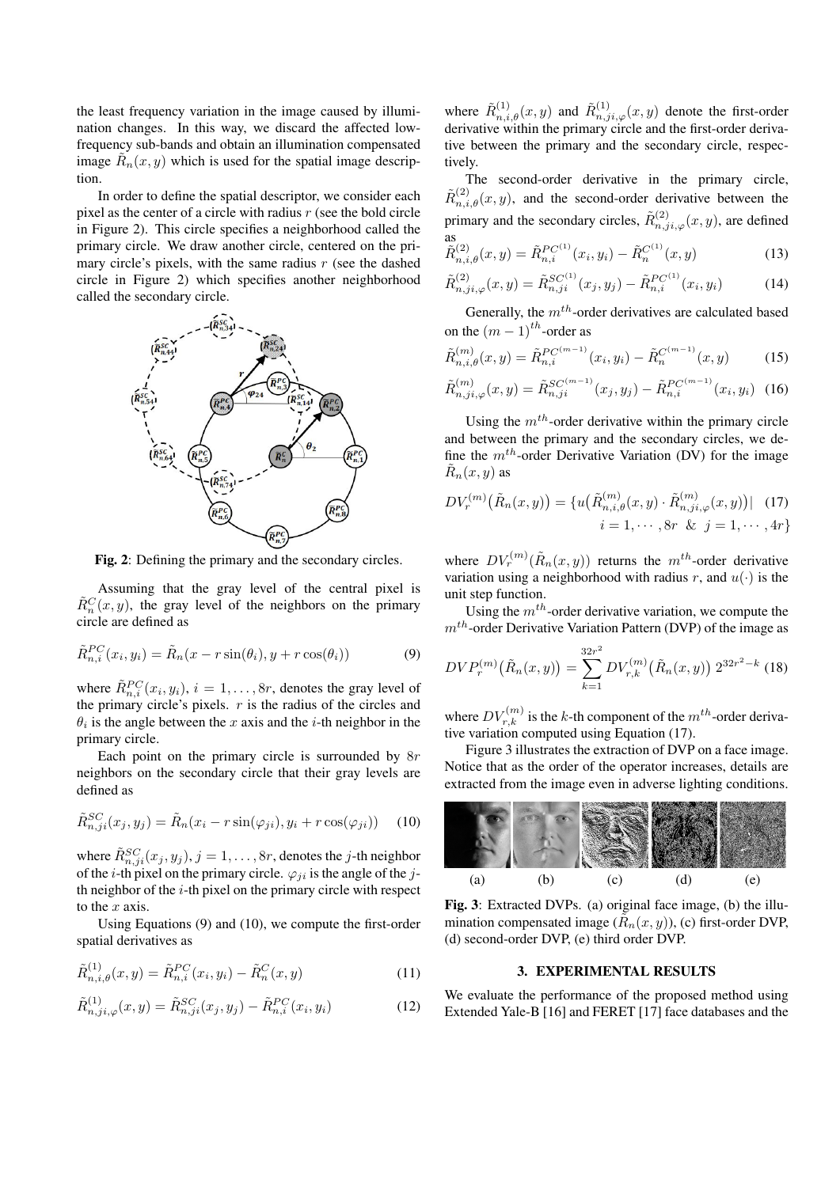the least frequency variation in the image caused by illumination changes. In this way, we discard the affected low-frequency sub-bands and obtain an illumination compensated image $\tilde{R}_n(x,y)$ which is used for the spatial image description.

In order to define the spatial descriptor, we consider each pixel as the center of a circle with radius $r$ (see the bold circle in Figure 2). This circle specifies a neighborhood called the primary circle. We draw another circle, centered on the primary circle's pixels, with the same radius $r$ (see the dashed circle in Figure 2) which specifies another neighborhood called the secondary circle.

**Fig. 2**: Defining the primary and the secondary circles.

Assuming that the gray level of the central pixel is $\tilde{R}_n^C(x,y)$, the gray level of the neighbors on the primary circle are defined as

$$\tilde{R}_{n,i}^{PC}(x_i,y_i) = \tilde{R}_n(x - r\sin(\theta_i), y + r\cos(\theta_i)) \quad (9)$$

where $\tilde{R}_{n,i}^{PC}(x_i,y_i)$, $i = 1,\ldots,8r$, denotes the gray level of the primary circle's pixels. $r$ is the radius of the circles and $\theta_i$ is the angle between the $x$ axis and the $i$-th neighbor in the primary circle.

Each point on the primary circle is surrounded by $8r$ neighbors on the secondary circle that their gray levels are defined as

$$\tilde{R}_{n,ji}^{SC}(x_j,y_j) = \tilde{R}_n(x_i - r\sin(\varphi_{ji}), y_i + r\cos(\varphi_{ji})) \quad (10)$$

where $\tilde{R}_{n,ji}^{SC}(x_j,y_j)$, $j = 1,\ldots,8r$, denotes the $j$-th neighbor of the $i$-th pixel on the primary circle. $\varphi_{ji}$ is the angle of the $j$-th neighbor of the $i$-th pixel on the primary circle with respect to the $x$ axis.

Using Equations (9) and (10), we compute the first-order spatial derivatives as

$$\tilde{R}_{n,i,\theta}^{(1)}(x,y) = \tilde{R}_{n,i}^{PC}(x_i,y_i) - \tilde{R}_n^C(x,y) \quad (11)$$

$$\tilde{R}_{n,ji,\varphi}^{(1)}(x,y) = \tilde{R}_{n,ji}^{SC}(x_j,y_j) - \tilde{R}_{n,i}^{PC}(x_i,y_i) \quad (12)$$

where $\tilde{R}_{n,i,\theta}^{(1)}(x,y)$ and $\tilde{R}_{n,ji,\varphi}^{(1)}(x,y)$ denote the first-order derivative within the primary circle and the first-order derivative between the primary and the secondary circle, respectively.

The second-order derivative in the primary circle, $\tilde{R}_{n,i,\theta}^{(2)}(x,y)$, and the second-order derivative between the primary and the secondary circles, $\tilde{R}_{n,ji,\varphi}^{(2)}(x,y)$, are defined as

$$\tilde{R}_{n,i,\theta}^{(2)}(x,y) = \tilde{R}_{n,i}^{PC^{(1)}}(x_i,y_i) - \tilde{R}_n^{C^{(1)}}(x,y) \quad (13)$$

$$\tilde{R}_{n,ji,\varphi}^{(2)}(x,y) = \tilde{R}_{n,ji}^{SC^{(1)}}(x_j,y_j) - \tilde{R}_{n,i}^{PC^{(1)}}(x_i,y_i) \quad (14)$$

Generally, the $m^{th}$-order derivatives are calculated based on the $(m-1)^{th}$-order as

$$\tilde{R}_{n,i,\theta}^{(m)}(x,y) = \tilde{R}_{n,i}^{PC^{(m-1)}}(x_i,y_i) - \tilde{R}_n^{C^{(m-1)}}(x,y) \quad (15)$$

$$\tilde{R}_{n,ji,\varphi}^{(m)}(x,y) = \tilde{R}_{n,ji}^{SC^{(m-1)}}(x_j,y_j) - \tilde{R}_{n,i}^{PC^{(m-1)}}(x_i,y_i) \quad (16)$$

Using the $m^{th}$-order derivative within the primary circle and between the primary and the secondary circles, we define the $m^{th}$-order Derivative Variation (DV) for the image $\tilde{R}_n(x,y)$ as

$$DV_r^{(m)}\big(\tilde{R}_n(x,y)\big) = \{u\big(\tilde{R}_{n,i,\theta}^{(m)}(x,y)\cdot\tilde{R}_{n,ji,\varphi}^{(m)}(x,y)\big) | \quad i = 1,\cdots,8r \ \& \ j = 1,\cdots,4r\} \quad (17)$$

where $DV_r^{(m)}(\tilde{R}_n(x,y))$ returns the $m^{th}$-order derivative variation using a neighborhood with radius $r$, and $u(\cdot)$ is the unit step function.

Using the $m^{th}$-order derivative variation, we compute the $m^{th}$-order Derivative Variation Pattern (DVP) of the image as

$$DVP_r^{(m)}\big(\tilde{R}_n(x,y)\big) = \sum_{k=1}^{32r^2} DV_{r,k}^{(m)}\big(\tilde{R}_n(x,y)\big)\, 2^{32r^2-k} \quad (18)$$

where $DV_{r,k}^{(m)}$ is the $k$-th component of the $m^{th}$-order derivative variation computed using Equation (17).

Figure 3 illustrates the extraction of DVP on a face image. Notice that as the order of the operator increases, details are extracted from the image even in adverse lighting conditions.

(a) (b) (c) (d) (e)

**Fig. 3**: Extracted DVPs. (a) original face image, (b) the illumination compensated image ($\tilde{R}_n(x,y)$), (c) first-order DVP, (d) second-order DVP, (e) third order DVP.

## 3. EXPERIMENTAL RESULTS

We evaluate the performance of the proposed method using Extended Yale-B [16] and FERET [17] face databases and the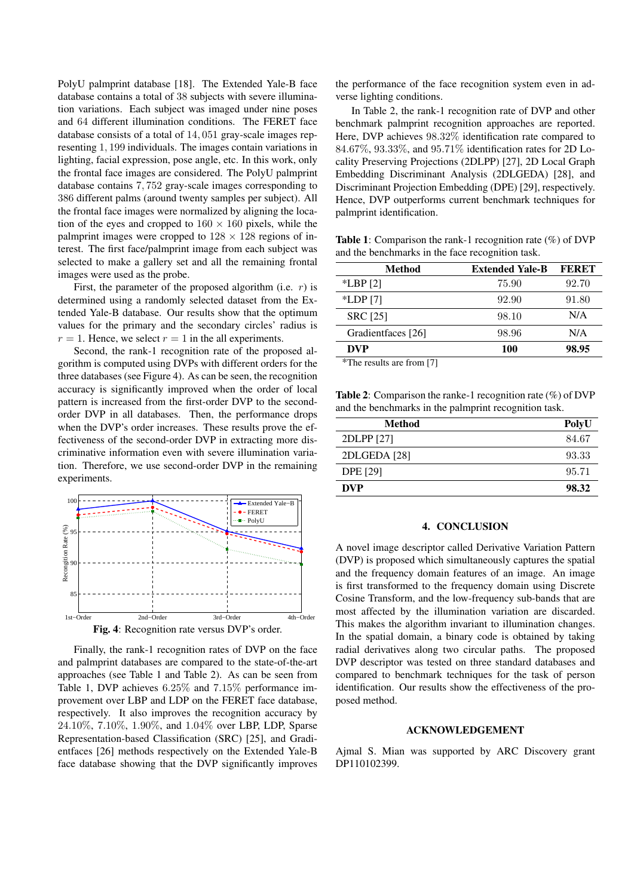PolyU palmprint database [18]. The Extended Yale-B face database contains a total of 38 subjects with severe illumination variations. Each subject was imaged under nine poses and 64 different illumination conditions. The FERET face database consists of a total of 14,051 gray-scale images representing 1,199 individuals. The images contain variations in lighting, facial expression, pose angle, etc. In this work, only the frontal face images are considered. The PolyU palmprint database contains 7,752 gray-scale images corresponding to 386 different palms (around twenty samples per subject). All the frontal face images were normalized by aligning the location of the eyes and cropped to $160 \times 160$ pixels, while the palmprint images were cropped to $128 \times 128$ regions of interest. The first face/palmprint image from each subject was selected to make a gallery set and all the remaining frontal images were used as the probe.

First, the parameter of the proposed algorithm (i.e. $r$) is determined using a randomly selected dataset from the Extended Yale-B database. Our results show that the optimum values for the primary and the secondary circles' radius is $r = 1$. Hence, we select $r = 1$ in the all experiments.

Second, the rank-1 recognition rate of the proposed algorithm is computed using DVPs with different orders for the three databases (see Figure 4). As can be seen, the recognition accuracy is significantly improved when the order of local pattern is increased from the first-order DVP to the second-order DVP in all databases. Then, the performance drops when the DVP's order increases. These results prove the effectiveness of the second-order DVP in extracting more discriminative information even with severe illumination variation. Therefore, we use second-order DVP in the remaining experiments.

**Fig. 4**: Recognition rate versus DVP's order.

Finally, the rank-1 recognition rates of DVP on the face and palmprint databases are compared to the state-of-the-art approaches (see Table 1 and Table 2). As can be seen from Table 1, DVP achieves 6.25% and 7.15% performance improvement over LBP and LDP on the FERET face database, respectively. It also improves the recognition accuracy by 24.10%, 7.10%, 1.90%, and 1.04% over LBP, LDP, Sparse Representation-based Classification (SRC) [25], and Gradientfaces [26] methods respectively on the Extended Yale-B face database showing that the DVP significantly improves the performance of the face recognition system even in adverse lighting conditions.

In Table 2, the rank-1 recognition rate of DVP and other benchmark palmprint recognition approaches are reported. Here, DVP achieves 98.32% identification rate compared to 84.67%, 93.33%, and 95.71% identification rates for 2D Locality Preserving Projections (2DLPP) [27], 2D Local Graph Embedding Discriminant Analysis (2DLGEDA) [28], and Discriminant Projection Embedding (DPE) [29], respectively. Hence, DVP outperforms current benchmark techniques for palmprint identification.

**Table 1**: Comparison the rank-1 recognition rate (%) of DVP and the benchmarks in the face recognition task.

| Method | Extended Yale-B | FERET |
|---|---|---|
| *LBP [2] | 75.90 | 92.70 |
| *LDP [7] | 92.90 | 91.80 |
| SRC [25] | 98.10 | N/A |
| Gradientfaces [26] | 98.96 | N/A |
| **DVP** | **100** | **98.95** |

*The results are from [7]

**Table 2**: Comparison the ranke-1 recognition rate (%) of DVP and the benchmarks in the palmprint recognition task.

| Method | PolyU |
|---|---|
| 2DLPP [27] | 84.67 |
| 2DLGEDA [28] | 93.33 |
| DPE [29] | 95.71 |
| **DVP** | **98.32** |

## 4. CONCLUSION

A novel image descriptor called Derivative Variation Pattern (DVP) is proposed which simultaneously captures the spatial and the frequency domain features of an image. An image is first transformed to the frequency domain using Discrete Cosine Transform, and the low-frequency sub-bands that are most affected by the illumination variation are discarded. This makes the algorithm invariant to illumination changes. In the spatial domain, a binary code is obtained by taking radial derivatives along two circular paths. The proposed DVP descriptor was tested on three standard databases and compared to benchmark techniques for the task of person identification. Our results show the effectiveness of the proposed method.

## ACKNOWLEDGEMENT

Ajmal S. Mian was supported by ARC Discovery grant DP110102399.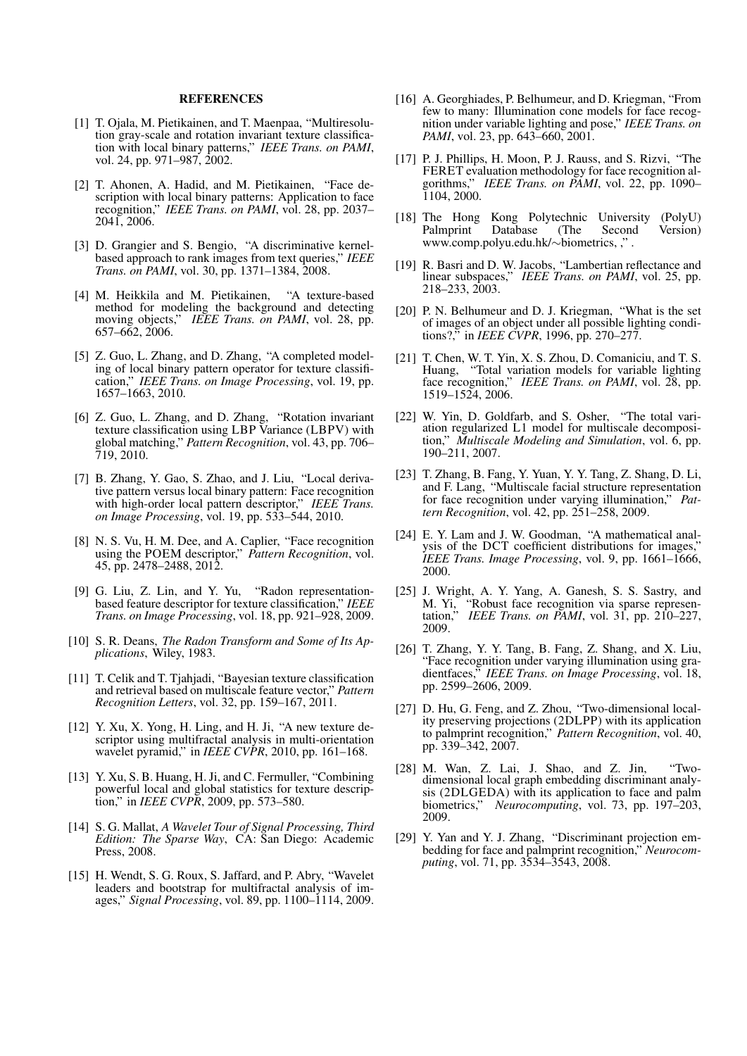## REFERENCES

[1] T. Ojala, M. Pietikainen, and T. Maenpaa, "Multiresolution gray-scale and rotation invariant texture classification with local binary patterns," *IEEE Trans. on PAMI*, vol. 24, pp. 971–987, 2002.

[2] T. Ahonen, A. Hadid, and M. Pietikainen, "Face description with local binary patterns: Application to face recognition," *IEEE Trans. on PAMI*, vol. 28, pp. 2037–2041, 2006.

[3] D. Grangier and S. Bengio, "A discriminative kernel-based approach to rank images from text queries," *IEEE Trans. on PAMI*, vol. 30, pp. 1371–1384, 2008.

[4] M. Heikkila and M. Pietikainen, "A texture-based method for modeling the background and detecting moving objects," *IEEE Trans. on PAMI*, vol. 28, pp. 657–662, 2006.

[5] Z. Guo, L. Zhang, and D. Zhang, "A completed modeling of local binary pattern operator for texture classification," *IEEE Trans. on Image Processing*, vol. 19, pp. 1657–1663, 2010.

[6] Z. Guo, L. Zhang, and D. Zhang, "Rotation invariant texture classification using LBP Variance (LBPV) with global matching," *Pattern Recognition*, vol. 43, pp. 706–719, 2010.

[7] B. Zhang, Y. Gao, S. Zhao, and J. Liu, "Local derivative pattern versus local binary pattern: Face recognition with high-order local pattern descriptor," *IEEE Trans. on Image Processing*, vol. 19, pp. 533–544, 2010.

[8] N. S. Vu, H. M. Dee, and A. Caplier, "Face recognition using the POEM descriptor," *Pattern Recognition*, vol. 45, pp. 2478–2488, 2012.

[9] G. Liu, Z. Lin, and Y. Yu, "Radon representation-based feature descriptor for texture classification," *IEEE Trans. on Image Processing*, vol. 18, pp. 921–928, 2009.

[10] S. R. Deans, *The Radon Transform and Some of Its Applications*, Wiley, 1983.

[11] T. Celik and T. Tjahjadi, "Bayesian texture classification and retrieval based on multiscale feature vector," *Pattern Recognition Letters*, vol. 32, pp. 159–167, 2011.

[12] Y. Xu, X. Yong, H. Ling, and H. Ji, "A new texture descriptor using multifractal analysis in multi-orientation wavelet pyramid," in *IEEE CVPR*, 2010, pp. 161–168.

[13] Y. Xu, S. B. Huang, H. Ji, and C. Fermuller, "Combining powerful local and global statistics for texture description," in *IEEE CVPR*, 2009, pp. 573–580.

[14] S. G. Mallat, *A Wavelet Tour of Signal Processing, Third Edition: The Sparse Way*, CA: San Diego: Academic Press, 2008.

[15] H. Wendt, S. G. Roux, S. Jaffard, and P. Abry, "Wavelet leaders and bootstrap for multifractal analysis of images," *Signal Processing*, vol. 89, pp. 1100–1114, 2009.

[16] A. Georghiades, P. Belhumeur, and D. Kriegman, "From few to many: Illumination cone models for face recognition under variable lighting and pose," *IEEE Trans. on PAMI*, vol. 23, pp. 643–660, 2001.

[17] P. J. Phillips, H. Moon, P. J. Rauss, and S. Rizvi, "The FERET evaluation methodology for face recognition algorithms," *IEEE Trans. on PAMI*, vol. 22, pp. 1090–1104, 2000.

[18] The Hong Kong Polytechnic University (PolyU) Palmprint Database (The Second Version) www.comp.polyu.edu.hk/∼biometrics, ," .

[19] R. Basri and D. W. Jacobs, "Lambertian reflectance and linear subspaces," *IEEE Trans. on PAMI*, vol. 25, pp. 218–233, 2003.

[20] P. N. Belhumeur and D. J. Kriegman, "What is the set of images of an object under all possible lighting conditions?," in *IEEE CVPR*, 1996, pp. 270–277.

[21] T. Chen, W. T. Yin, X. S. Zhou, D. Comaniciu, and T. S. Huang, "Total variation models for variable lighting face recognition," *IEEE Trans. on PAMI*, vol. 28, pp. 1519–1524, 2006.

[22] W. Yin, D. Goldfarb, and S. Osher, "The total variation regularized L1 model for multiscale decomposition," *Multiscale Modeling and Simulation*, vol. 6, pp. 190–211, 2007.

[23] T. Zhang, B. Fang, Y. Yuan, Y. Y. Tang, Z. Shang, D. Li, and F. Lang, "Multiscale facial structure representation for face recognition under varying illumination," *Pattern Recognition*, vol. 42, pp. 251–258, 2009.

[24] E. Y. Lam and J. W. Goodman, "A mathematical analysis of the DCT coefficient distributions for images," *IEEE Trans. Image Processing*, vol. 9, pp. 1661–1666, 2000.

[25] J. Wright, A. Y. Yang, A. Ganesh, S. S. Sastry, and M. Yi, "Robust face recognition via sparse representation," *IEEE Trans. on PAMI*, vol. 31, pp. 210–227, 2009.

[26] T. Zhang, Y. Y. Tang, B. Fang, Z. Shang, and X. Liu, "Face recognition under varying illumination using gradientfaces," *IEEE Trans. on Image Processing*, vol. 18, pp. 2599–2606, 2009.

[27] D. Hu, G. Feng, and Z. Zhou, "Two-dimensional locality preserving projections (2DLPP) with its application to palmprint recognition," *Pattern Recognition*, vol. 40, pp. 339–342, 2007.

[28] M. Wan, Z. Lai, J. Shao, and Z. Jin, "Two-dimensional local graph embedding discriminant analysis (2DLGEDA) with its application to face and palm biometrics," *Neurocomputing*, vol. 73, pp. 197–203, 2009.

[29] Y. Yan and Y. J. Zhang, "Discriminant projection embedding for face and palmprint recognition," *Neurocomputing*, vol. 71, pp. 3534–3543, 2008.